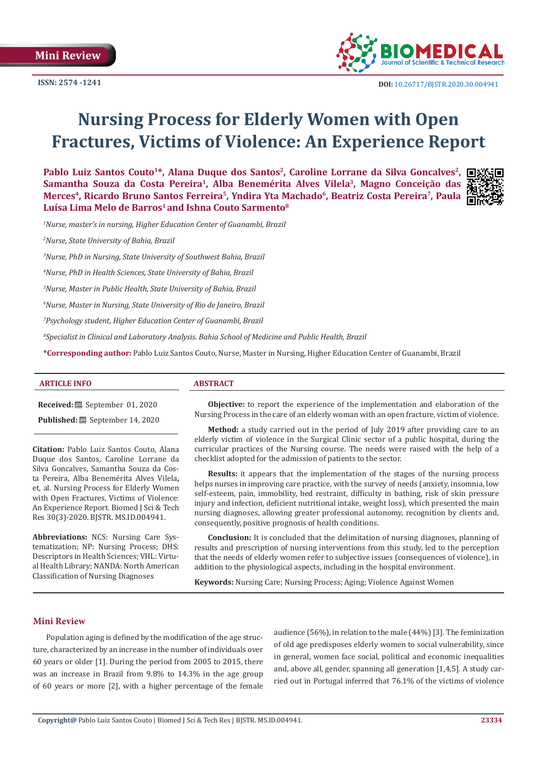Mini Review

ISSN: 2574 -1241

DOI: 10.26717/BJSTR.2020.30.004941

# Nursing Process for Elderly Women with Open Fractures, Victims of Violence: An Experience Report

**Pablo Luiz Santos Couto[1]*, Alana Duque dos Santos[2], Caroline Lorrane da Silva Goncalves[2], Samantha Souza da Costa Pereira[1], Alba Benemérita Alves Vilela[3], Magno Conceição das Merces[4], Ricardo Bruno Santos Ferreira[5], Yndira Yta Machado[6], Beatriz Costa Pereira[7], Paula Luísa Lima Melo de Barros[1] and Ishna Couto Sarmento[8]**

[1]*Nurse, master's in nursing, Higher Education Center of Guanambi, Brazil*

[2]*Nurse, State University of Bahia, Brazil*

[3]*Nurse, PhD in Nursing, State University of Southwest Bahia, Brazil*

[4]*Nurse, PhD in Health Sciences, State University of Bahia, Brazil*

[5]*Nurse, Master in Public Health, State University of Bahia, Brazil*

[6]*Nurse, Master in Nursing, State University of Rio de Janeiro, Brazil*

[7]*Psychology student, Higher Education Center of Guanambi, Brazil*

[8]*Specialist in Clinical and Laboratory Analysis. Bahia School of Medicine and Public Health, Brazil*

**\*Corresponding author:** Pablo Luiz Santos Couto, Nurse, Master in Nursing, Higher Education Center of Guanambi, Brazil

## ARTICLE INFO

**Received:** September 01, 2020

**Published:** September 14, 2020

**Citation:** Pablo Luiz Santos Couto, Alana Duque dos Santos, Caroline Lorrane da Silva Goncalves, Samantha Souza da Costa Pereira, Alba Benemérita Alves Vilela, et, al. Nursing Process for Elderly Women with Open Fractures, Victims of Violence: An Experience Report. Biomed J Sci & Tech Res 30(3)-2020. BJSTR. MS.ID.004941.

**Abbreviations:** NCS: Nursing Care Systematization; NP: Nursing Process; DHS: Descriptors in Health Sciences; VHL: Virtual Health Library; NANDA: North American Classification of Nursing Diagnoses

## ABSTRACT

**Objective:** to report the experience of the implementation and elaboration of the Nursing Process in the care of an elderly woman with an open fracture, victim of violence.

**Method:** a study carried out in the period of July 2019 after providing care to an elderly victim of violence in the Surgical Clinic sector of a public hospital, during the curricular practices of the Nursing course. The needs were raised with the help of a checklist adopted for the admission of patients to the sector.

**Results:** it appears that the implementation of the stages of the nursing process helps nurses in improving care practice, with the survey of needs (anxiety, insomnia, low self-esteem, pain, immobility, bed restraint, difficulty in bathing, risk of skin pressure injury and infection, deficient nutritional intake, weight loss), which presented the main nursing diagnoses, allowing greater professional autonomy, recognition by clients and, consequently, positive prognosis of health conditions.

**Conclusion:** It is concluded that the delimitation of nursing diagnoses, planning of results and prescription of nursing interventions from this study, led to the perception that the needs of elderly women refer to subjective issues (consequences of violence), in addition to the physiological aspects, including in the hospital environment.

**Keywords:** Nursing Care; Nursing Process; Aging; Violence Against Women

## Mini Review

Population aging is defined by the modification of the age structure, characterized by an increase in the number of individuals over 60 years or older [1]. During the period from 2005 to 2015, there was an increase in Brazil from 9.8% to 14.3% in the age group of 60 years or more [2], with a higher percentage of the female audience (56%), in relation to the male (44%) [3]. The feminization of old age predisposes elderly women to social vulnerability, since in general, women face social, political and economic inequalities and, above all, gender, spanning all generation [1,4,5]. A study carried out in Portugal inferred that 76.1% of the victims of violence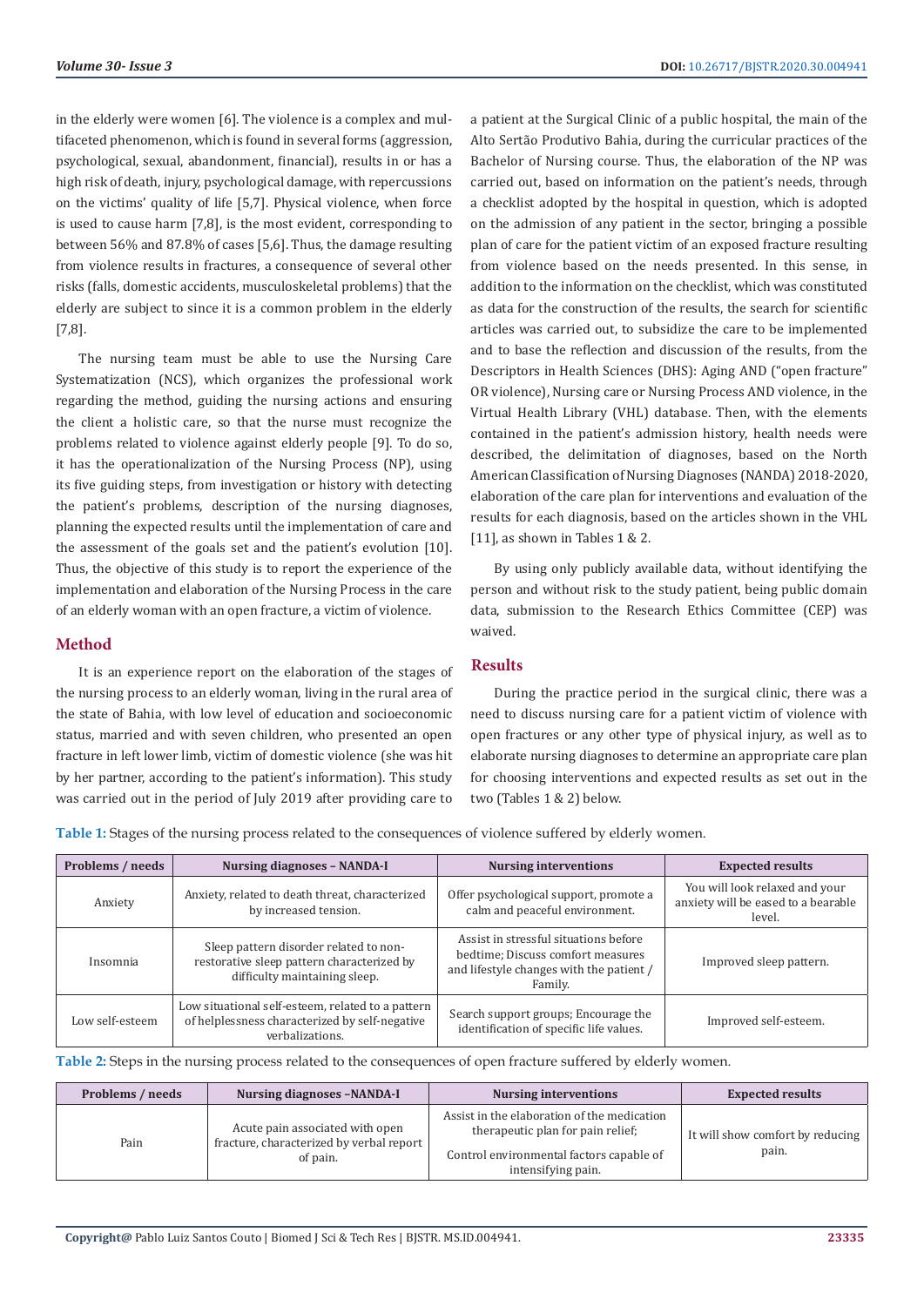in the elderly were women [6]. The violence is a complex and multifaceted phenomenon, which is found in several forms (aggression, psychological, sexual, abandonment, financial), results in or has a high risk of death, injury, psychological damage, with repercussions on the victims' quality of life [5,7]. Physical violence, when force is used to cause harm [7,8], is the most evident, corresponding to between 56% and 87.8% of cases [5,6]. Thus, the damage resulting from violence results in fractures, a consequence of several other risks (falls, domestic accidents, musculoskeletal problems) that the elderly are subject to since it is a common problem in the elderly [7,8].

The nursing team must be able to use the Nursing Care Systematization (NCS), which organizes the professional work regarding the method, guiding the nursing actions and ensuring the client a holistic care, so that the nurse must recognize the problems related to violence against elderly people [9]. To do so, it has the operationalization of the Nursing Process (NP), using its five guiding steps, from investigation or history with detecting the patient's problems, description of the nursing diagnoses, planning the expected results until the implementation of care and the assessment of the goals set and the patient's evolution [10]. Thus, the objective of this study is to report the experience of the implementation and elaboration of the Nursing Process in the care of an elderly woman with an open fracture, a victim of violence.

## Method

It is an experience report on the elaboration of the stages of the nursing process to an elderly woman, living in the rural area of the state of Bahia, with low level of education and socioeconomic status, married and with seven children, who presented an open fracture in left lower limb, victim of domestic violence (she was hit by her partner, according to the patient's information). This study was carried out in the period of July 2019 after providing care to a patient at the Surgical Clinic of a public hospital, the main of the Alto Sertão Produtivo Bahia, during the curricular practices of the Bachelor of Nursing course. Thus, the elaboration of the NP was carried out, based on information on the patient's needs, through a checklist adopted by the hospital in question, which is adopted on the admission of any patient in the sector, bringing a possible plan of care for the patient victim of an exposed fracture resulting from violence based on the needs presented. In this sense, in addition to the information on the checklist, which was constituted as data for the construction of the results, the search for scientific articles was carried out, to subsidize the care to be implemented and to base the reflection and discussion of the results, from the Descriptors in Health Sciences (DHS): Aging AND ("open fracture" OR violence), Nursing care or Nursing Process AND violence, in the Virtual Health Library (VHL) database. Then, with the elements contained in the patient's admission history, health needs were described, the delimitation of diagnoses, based on the North American Classification of Nursing Diagnoses (NANDA) 2018-2020, elaboration of the care plan for interventions and evaluation of the results for each diagnosis, based on the articles shown in the VHL [11], as shown in Tables 1 & 2.

By using only publicly available data, without identifying the person and without risk to the study patient, being public domain data, submission to the Research Ethics Committee (CEP) was waived.

## Results

During the practice period in the surgical clinic, there was a need to discuss nursing care for a patient victim of violence with open fractures or any other type of physical injury, as well as to elaborate nursing diagnoses to determine an appropriate care plan for choosing interventions and expected results as set out in the two (Tables 1 & 2) below.

**Table 1:** Stages of the nursing process related to the consequences of violence suffered by elderly women.

| Problems / needs | Nursing diagnoses – NANDA-I | Nursing interventions | Expected results |
|---|---|---|---|
| Anxiety | Anxiety, related to death threat, characterized by increased tension. | Offer psychological support, promote a calm and peaceful environment. | You will look relaxed and your anxiety will be eased to a bearable level. |
| Insomnia | Sleep pattern disorder related to non-restorative sleep pattern characterized by difficulty maintaining sleep. | Assist in stressful situations before bedtime; Discuss comfort measures and lifestyle changes with the patient / Family. | Improved sleep pattern. |
| Low self-esteem | Low situational self-esteem, related to a pattern of helplessness characterized by self-negative verbalizations. | Search support groups; Encourage the identification of specific life values. | Improved self-esteem. |

**Table 2:** Steps in the nursing process related to the consequences of open fracture suffered by elderly women.

| Problems / needs | Nursing diagnoses –NANDA-I | Nursing interventions | Expected results |
|---|---|---|---|
| Pain | Acute pain associated with open fracture, characterized by verbal report of pain. | Assist in the elaboration of the medication therapeutic plan for pain relief; Control environmental factors capable of intensifying pain. | It will show comfort by reducing pain. |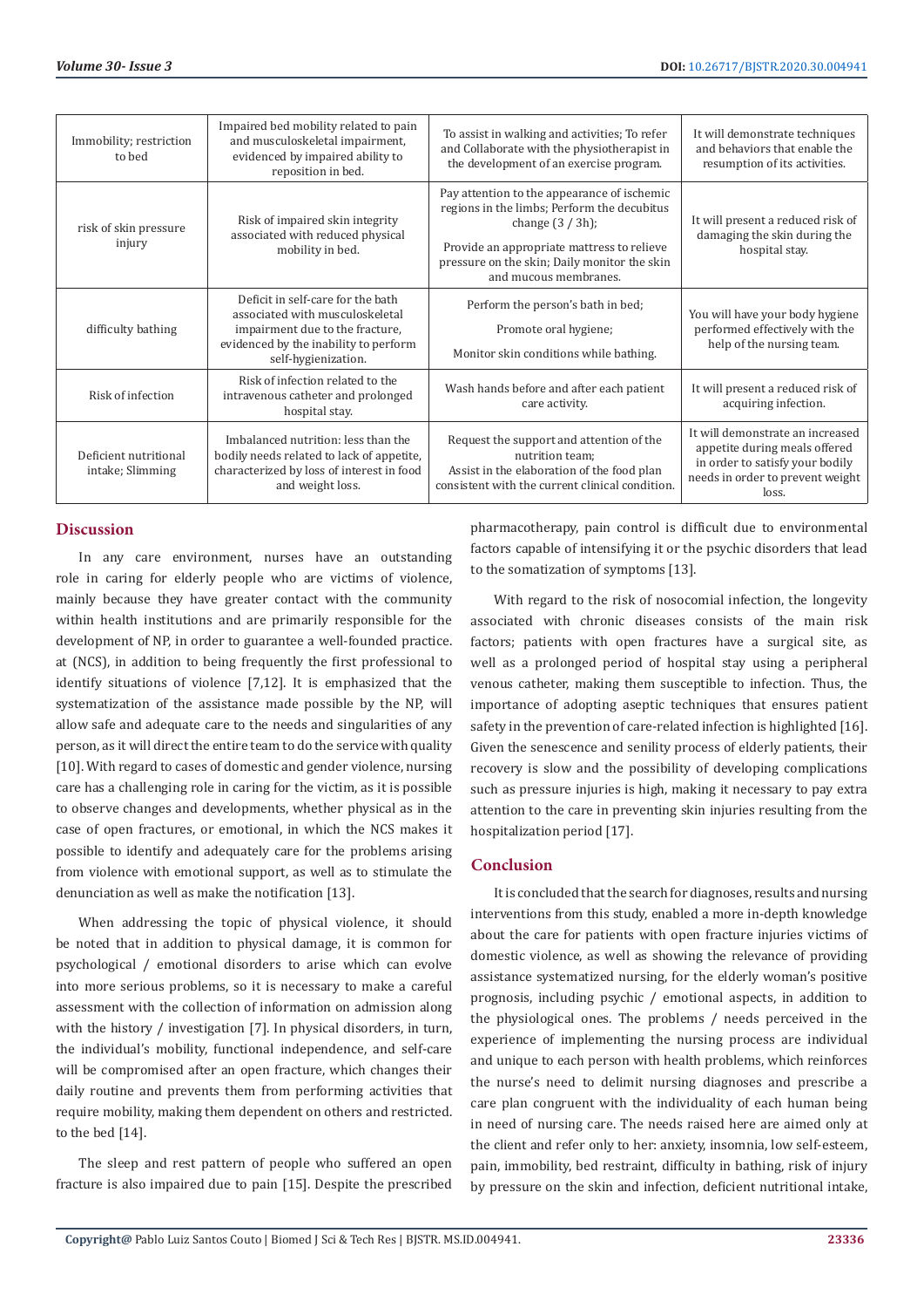| Immobility; restriction to bed | Impaired bed mobility related to pain and musculoskeletal impairment, evidenced by impaired ability to reposition in bed. | To assist in walking and activities; To refer and Collaborate with the physiotherapist in the development of an exercise program. | It will demonstrate techniques and behaviors that enable the resumption of its activities. |
|---|---|---|---|
| risk of skin pressure injury | Risk of impaired skin integrity associated with reduced physical mobility in bed. | Pay attention to the appearance of ischemic regions in the limbs; Perform the decubitus change (3 / 3h); Provide an appropriate mattress to relieve pressure on the skin; Daily monitor the skin and mucous membranes. | It will present a reduced risk of damaging the skin during the hospital stay. |
| difficulty bathing | Deficit in self-care for the bath associated with musculoskeletal impairment due to the fracture, evidenced by the inability to perform self-hygienization. | Perform the person's bath in bed; Promote oral hygiene; Monitor skin conditions while bathing. | You will have your body hygiene performed effectively with the help of the nursing team. |
| Risk of infection | Risk of infection related to the intravenous catheter and prolonged hospital stay. | Wash hands before and after each patient care activity. | It will present a reduced risk of acquiring infection. |
| Deficient nutritional intake; Slimming | Imbalanced nutrition: less than the bodily needs related to lack of appetite, characterized by loss of interest in food and weight loss. | Request the support and attention of the nutrition team; Assist in the elaboration of the food plan consistent with the current clinical condition. | It will demonstrate an increased appetite during meals offered in order to satisfy your bodily needs in order to prevent weight loss. |

## Discussion

In any care environment, nurses have an outstanding role in caring for elderly people who are victims of violence, mainly because they have greater contact with the community within health institutions and are primarily responsible for the development of NP, in order to guarantee a well-founded practice. at (NCS), in addition to being frequently the first professional to identify situations of violence [7,12]. It is emphasized that the systematization of the assistance made possible by the NP, will allow safe and adequate care to the needs and singularities of any person, as it will direct the entire team to do the service with quality [10]. With regard to cases of domestic and gender violence, nursing care has a challenging role in caring for the victim, as it is possible to observe changes and developments, whether physical as in the case of open fractures, or emotional, in which the NCS makes it possible to identify and adequately care for the problems arising from violence with emotional support, as well as to stimulate the denunciation as well as make the notification [13].

When addressing the topic of physical violence, it should be noted that in addition to physical damage, it is common for psychological / emotional disorders to arise which can evolve into more serious problems, so it is necessary to make a careful assessment with the collection of information on admission along with the history / investigation [7]. In physical disorders, in turn, the individual's mobility, functional independence, and self-care will be compromised after an open fracture, which changes their daily routine and prevents them from performing activities that require mobility, making them dependent on others and restricted. to the bed [14].

The sleep and rest pattern of people who suffered an open fracture is also impaired due to pain [15]. Despite the prescribed pharmacotherapy, pain control is difficult due to environmental factors capable of intensifying it or the psychic disorders that lead to the somatization of symptoms [13].

With regard to the risk of nosocomial infection, the longevity associated with chronic diseases consists of the main risk factors; patients with open fractures have a surgical site, as well as a prolonged period of hospital stay using a peripheral venous catheter, making them susceptible to infection. Thus, the importance of adopting aseptic techniques that ensures patient safety in the prevention of care-related infection is highlighted [16]. Given the senescence and senility process of elderly patients, their recovery is slow and the possibility of developing complications such as pressure injuries is high, making it necessary to pay extra attention to the care in preventing skin injuries resulting from the hospitalization period [17].

## Conclusion

It is concluded that the search for diagnoses, results and nursing interventions from this study, enabled a more in-depth knowledge about the care for patients with open fracture injuries victims of domestic violence, as well as showing the relevance of providing assistance systematized nursing, for the elderly woman's positive prognosis, including psychic / emotional aspects, in addition to the physiological ones. The problems / needs perceived in the experience of implementing the nursing process are individual and unique to each person with health problems, which reinforces the nurse's need to delimit nursing diagnoses and prescribe a care plan congruent with the individuality of each human being in need of nursing care. The needs raised here are aimed only at the client and refer only to her: anxiety, insomnia, low self-esteem, pain, immobility, bed restraint, difficulty in bathing, risk of injury by pressure on the skin and infection, deficient nutritional intake,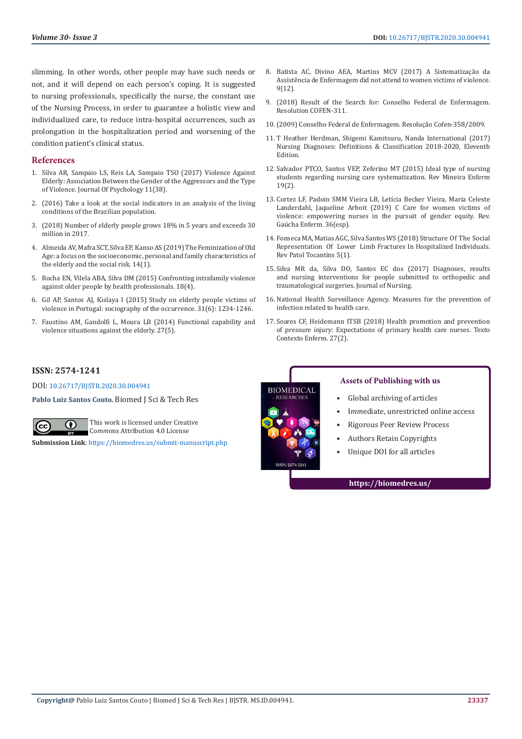slimming. In other words, other people may have such needs or not, and it will depend on each person's coping. It is suggested to nursing professionals, specifically the nurse, the constant use of the Nursing Process, in order to guarantee a holistic view and individualized care, to reduce intra-hospital occurrences, such as prolongation in the hospitalization period and worsening of the condition patient's clinical status.

## References

1. Silva AR, Sampaio LS, Reis LA, Sampaio TSO (2017) Violence Against Elderly: Association Between the Gender of the Aggressors and the Type of Violence. Journal Of Psychology 11(38).
2. (2016) Take a look at the social indicators in an analysis of the living conditions of the Brazilian population.
3. (2018) Number of elderly people grows 18% in 5 years and exceeds 30 million in 2017.
4. Almeida AV, Mafra SCT, Silva EP, Kanso AS (2019) The Feminization of Old Age: a focus on the socioeconomic, personal and family characteristics of the elderly and the social risk. 14(1).
5. Rocha EN, Vilela ABA, Silva DM (2015) Confronting intrafamily violence against older people by health professionals. 18(4).
6. Gil AP, Santos AJ, Kislaya I (2015) Study on elderly people victims of violence in Portugal: sociography of the occurrence. 31(6): 1234-1246.
7. Faustino AM, Gandolfi L, Moura LB (2014) Functional capability and violence situations against the elderly. 27(5).
8. Batista AC, Divino AEA, Martins MCV (2017) A Sistematização da Assistência de Enfermagem did not attend to women victims of violence. 9(12).
9. (2018) Result of the Search for: Conselho Federal de Enfermagem. Resolution COFEN-311.
10. (2009) Conselho Federal de Enfermagem. Resolução Cofen-358/2009.
11. T Heather Herdman, Shigemi Kamitsuru, Nanda International (2017) Nursing Diagnoses: Definitions & Classification 2018-2020, Eleventh Edition.
12. Salvador PTCO, Santos VEP, Zeferino MT (2015) Ideal type of nursing students regarding nursing care systematization. Rev Mineira Enferm 19(2).
13. Cortez LF, Padoin SMM Vieira LB, Letícia Becker Vieira, Maria Celeste Landerdahl, Jaqueline Arboit (2019) C Care for women victims of violence: empowering nurses in the pursuit of gender equity. Rev. Gaúcha Enferm. 36(esp).
14. Fonseca MA, Matias AGC, Silva Santos WS (2018) Structure Of The Social Representation Of Lower Limb Fractures In Hospitalized Individuals. Rev Patol Tocantins 5(1).
15. Silva MR da, Silva DO, Santos EC dos (2017) Diagnoses, results and nursing interventions for people submitted to orthopedic and traumatological surgeries. Journal of Nursing.
16. National Health Surveillance Agency. Measures for the prevention of infection related to health care.
17. Soares CF, Heidemann ITSB (2018) Health promotion and prevention of pressure injury: Expectations of primary health care nurses. Texto Contexto Enferm. 27(2).

**ISSN: 2574-1241**

DOI: 10.26717/BJSTR.2020.30.004941

**Pablo Luiz Santos Couto.** Biomed J Sci & Tech Res

This work is licensed under Creative Commons Attribution 4.0 License

**Submission Link**: https://biomedres.us/submit-manuscript.php

**Assets of Publishing with us**

- Global archiving of articles
- Immediate, unrestricted online access
- Rigorous Peer Review Process
- Authors Retain Copyrights
- Unique DOI for all articles

**https://biomedres.us/**